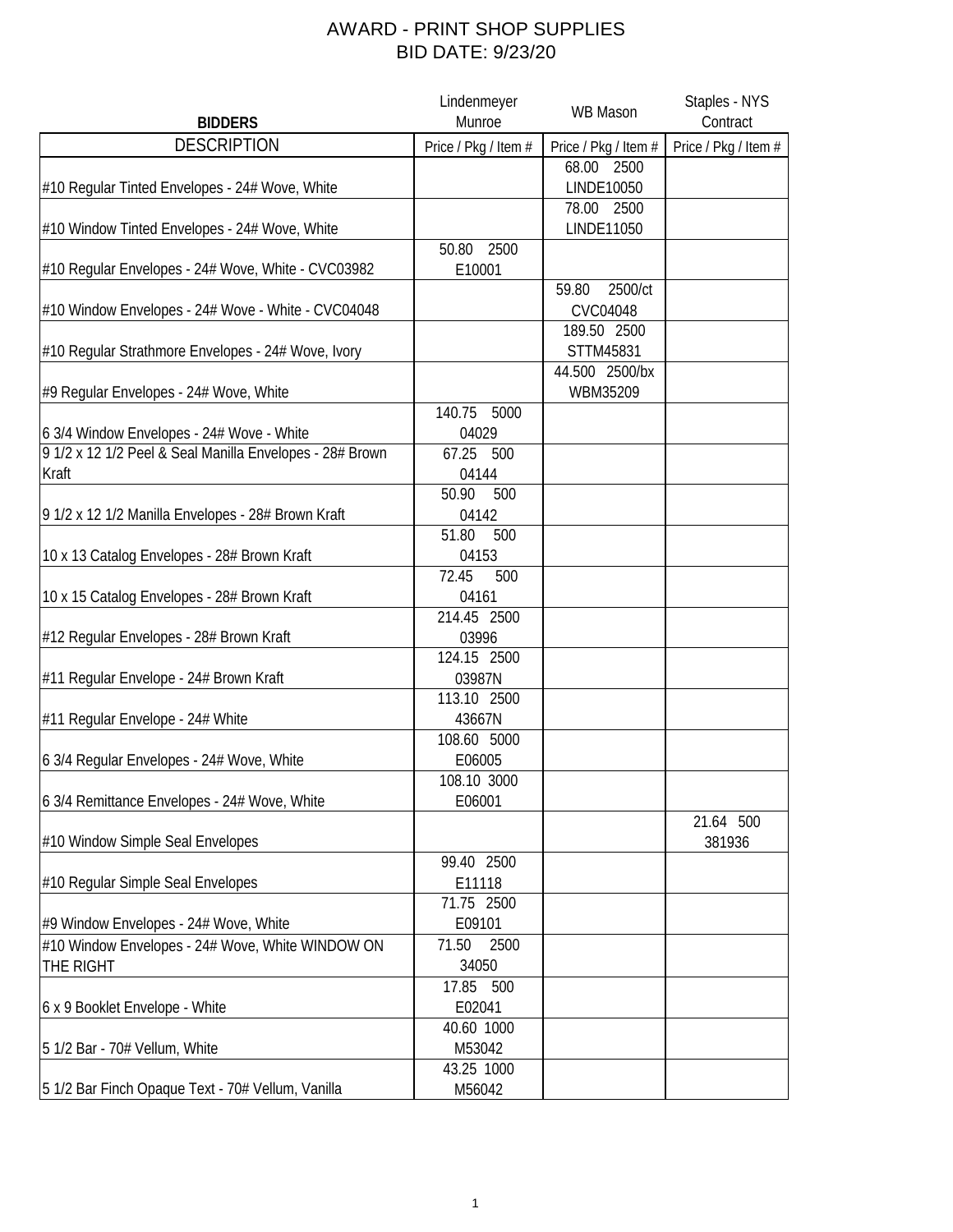# AWARD - PRINT SHOP SUPPLIES
## BID DATE: 9/23/20

| BIDDERS | Lindenmeyer Munroe | WB Mason | Staples - NYS Contract |
|---|---|---|---|
| DESCRIPTION | Price / Pkg / Item # | Price / Pkg / Item # | Price / Pkg / Item # |
| #10 Regular Tinted Envelopes - 24# Wove, White | | 68.00 2500 LINDE10050 | |
| #10 Window Tinted Envelopes - 24# Wove, White | | 78.00 2500 LINDE11050 | |
| #10 Regular Envelopes - 24# Wove, White - CVC03982 | 50.80 2500 E10001 | | |
| #10 Window Envelopes - 24# Wove - White - CVC04048 | | 59.80 2500/ct CVC04048 | |
| #10 Regular Strathmore Envelopes - 24# Wove, Ivory | | 189.50 2500 STTM45831 | |
| #9 Regular Envelopes - 24# Wove, White | | 44.500 2500/bx WBM35209 | |
| 6 3/4 Window Envelopes - 24# Wove - White | 140.75 5000 04029 | | |
| 9 1/2 x 12 1/2 Peel & Seal Manilla Envelopes - 28# Brown Kraft | 67.25 500 04144 | | |
| 9 1/2 x 12 1/2 Manilla Envelopes - 28# Brown Kraft | 50.90 500 04142 | | |
| 10 x 13 Catalog Envelopes - 28# Brown Kraft | 51.80 500 04153 | | |
| 10 x 15 Catalog Envelopes - 28# Brown Kraft | 72.45 500 04161 | | |
| #12 Regular Envelopes - 28# Brown Kraft | 214.45 2500 03996 | | |
| #11 Regular Envelope - 24# Brown Kraft | 124.15 2500 03987N | | |
| #11 Regular Envelope - 24# White | 113.10 2500 43667N | | |
| 6 3/4 Regular Envelopes - 24# Wove, White | 108.60 5000 E06005 | | |
| 6 3/4 Remittance Envelopes - 24# Wove, White | 108.10 3000 E06001 | | |
| #10 Window Simple Seal Envelopes | | | 21.64 500 381936 |
| #10 Regular Simple Seal Envelopes | 99.40 2500 E11118 | | |
| #9 Window Envelopes - 24# Wove, White | 71.75 2500 E09101 | | |
| #10 Window Envelopes - 24# Wove, White WINDOW ON THE RIGHT | 71.50 2500 34050 | | |
| 6 x 9 Booklet Envelope - White | 17.85 500 E02041 | | |
| 5 1/2 Bar - 70# Vellum, White | 40.60 1000 M53042 | | |
| 5 1/2 Bar Finch Opaque Text - 70# Vellum, Vanilla | 43.25 1000 M56042 | | |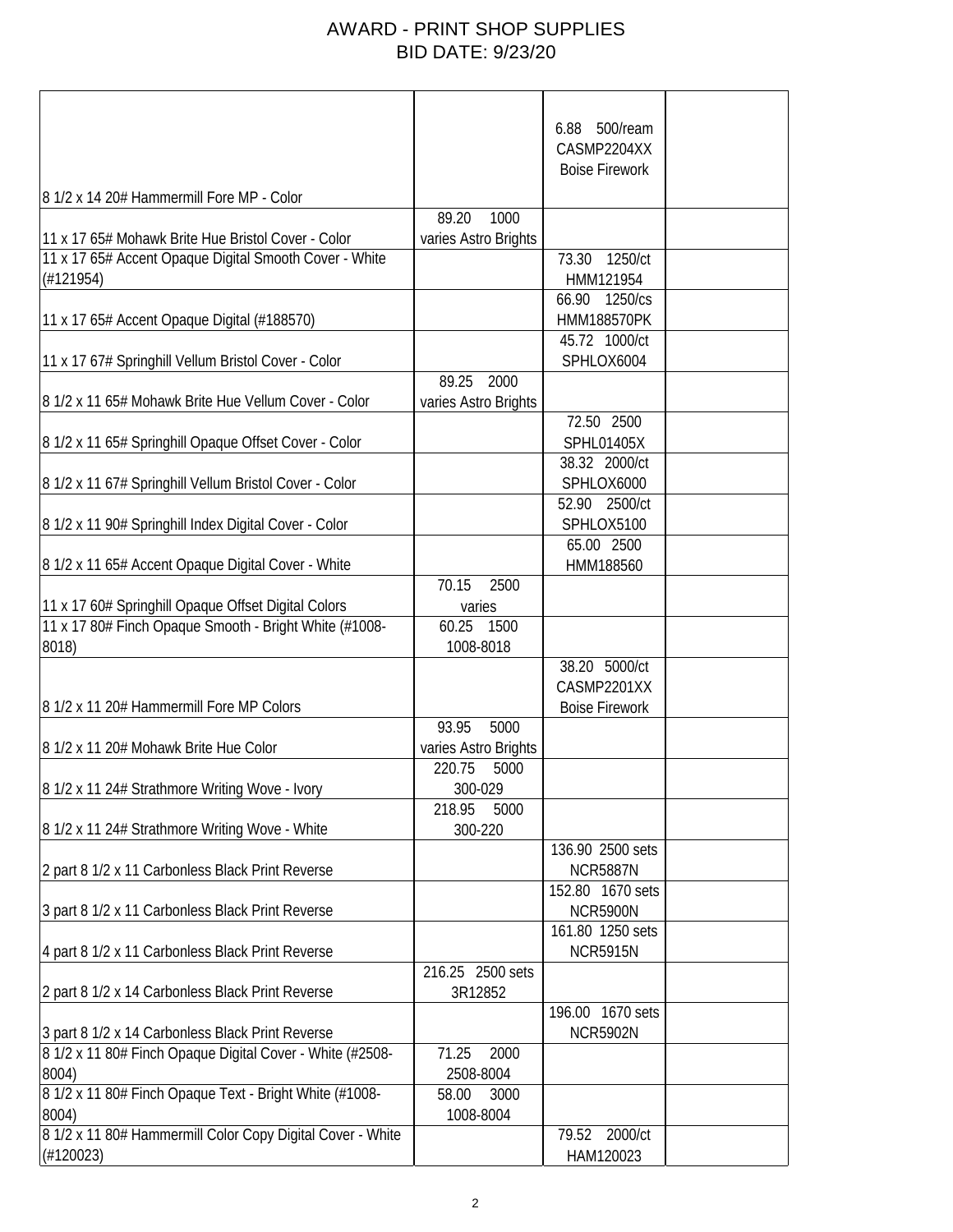# AWARD - PRINT SHOP SUPPLIES
## BID DATE: 9/23/20

| | | | |
|---|---|---|---|
| 8 1/2 x 14 20# Hammermill Fore MP - Color | | 6.88 500/ream CASMP2204XX Boise Firework | |
| 11 x 17 65# Mohawk Brite Hue Bristol Cover - Color | 89.20 1000 varies Astro Brights | | |
| 11 x 17 65# Accent Opaque Digital Smooth Cover - White (#121954) | | 73.30 1250/ct HMM121954 | |
| 11 x 17 65# Accent Opaque Digital (#188570) | | 66.90 1250/cs HMM188570PK | |
| 11 x 17 67# Springhill Vellum Bristol Cover - Color | | 45.72 1000/ct SPHLOX6004 | |
| 8 1/2 x 11 65# Mohawk Brite Hue Vellum Cover - Color | 89.25 2000 varies Astro Brights | | |
| 8 1/2 x 11 65# Springhill Opaque Offset Cover - Color | | 72.50 2500 SPHL01405X | |
| 8 1/2 x 11 67# Springhill Vellum Bristol Cover - Color | | 38.32 2000/ct SPHLOX6000 | |
| 8 1/2 x 11 90# Springhill Index Digital Cover - Color | | 52.90 2500/ct SPHLOX5100 | |
| 8 1/2 x 11 65# Accent Opaque Digital Cover - White | | 65.00 2500 HMM188560 | |
| 11 x 17 60# Springhill Opaque Offset Digital Colors | 70.15 2500 varies | | |
| 11 x 17 80# Finch Opaque Smooth - Bright White (#1008-8018) | 60.25 1500 1008-8018 | | |
| 8 1/2 x 11 20# Hammermill Fore MP Colors | | 38.20 5000/ct CASMP2201XX Boise Firework | |
| 8 1/2 x 11 20# Mohawk Brite Hue Color | 93.95 5000 varies Astro Brights | | |
| 8 1/2 x 11 24# Strathmore Writing Wove - Ivory | 220.75 5000 300-029 | | |
| 8 1/2 x 11 24# Strathmore Writing Wove - White | 218.95 5000 300-220 | | |
| 2 part 8 1/2 x 11 Carbonless Black Print Reverse | | 136.90 2500 sets NCR5887N | |
| 3 part 8 1/2 x 11 Carbonless Black Print Reverse | | 152.80 1670 sets NCR5900N | |
| 4 part 8 1/2 x 11 Carbonless Black Print Reverse | | 161.80 1250 sets NCR5915N | |
| 2 part 8 1/2 x 14 Carbonless Black Print Reverse | 216.25 2500 sets 3R12852 | | |
| 3 part 8 1/2 x 14 Carbonless Black Print Reverse | | 196.00 1670 sets NCR5902N | |
| 8 1/2 x 11 80# Finch Opaque Digital Cover - White (#2508-8004) | 71.25 2000 2508-8004 | | |
| 8 1/2 x 11 80# Finch Opaque Text - Bright White (#1008-8004) | 58.00 3000 1008-8004 | | |
| 8 1/2 x 11 80# Hammermill Color Copy Digital Cover - White (#120023) | | 79.52 2000/ct HAM120023 | |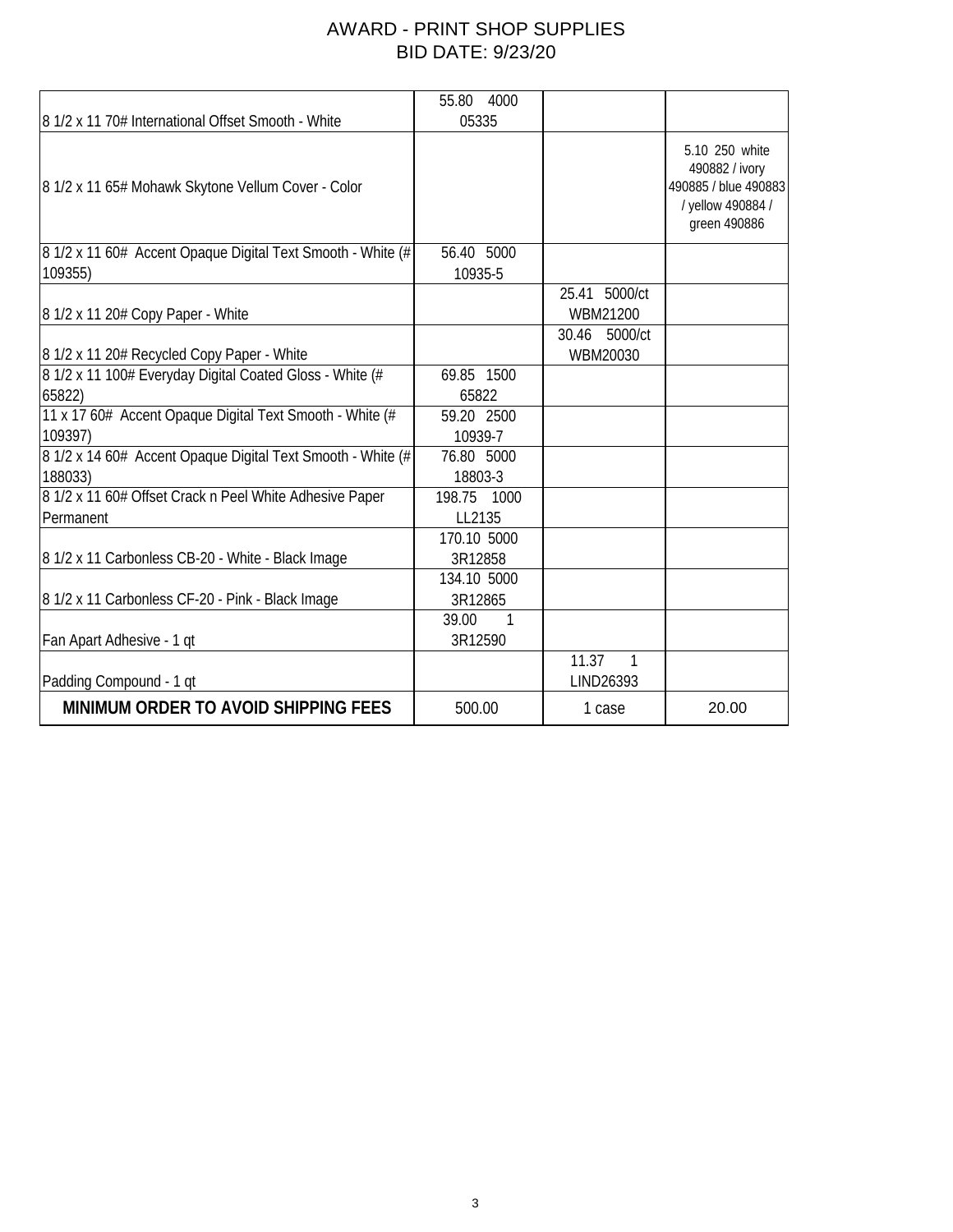# AWARD - PRINT SHOP SUPPLIES
## BID DATE: 9/23/20

| | | | |
|---|---|---|---|
| 8 1/2 x 11 70# International Offset Smooth - White | 55.80 4000 05335 | | |
| 8 1/2 x 11 65# Mohawk Skytone Vellum Cover - Color | | | 5.10 250 white 490882 / ivory 490885 / blue 490883 / yellow 490884 / green 490886 |
| 8 1/2 x 11 60# Accent Opaque Digital Text Smooth - White (# 109355) | 56.40 5000 10935-5 | | |
| 8 1/2 x 11 20# Copy Paper - White | | 25.41 5000/ct WBM21200 | |
| 8 1/2 x 11 20# Recycled Copy Paper - White | | 30.46 5000/ct WBM20030 | |
| 8 1/2 x 11 100# Everyday Digital Coated Gloss - White (# 65822) | 69.85 1500 65822 | | |
| 11 x 17 60# Accent Opaque Digital Text Smooth - White (# 109397) | 59.20 2500 10939-7 | | |
| 8 1/2 x 14 60# Accent Opaque Digital Text Smooth - White (# 188033) | 76.80 5000 18803-3 | | |
| 8 1/2 x 11 60# Offset Crack n Peel White Adhesive Paper Permanent | 198.75 1000 LL2135 | | |
| 8 1/2 x 11 Carbonless CB-20 - White - Black Image | 170.10 5000 3R12858 | | |
| 8 1/2 x 11 Carbonless CF-20 - Pink - Black Image | 134.10 5000 3R12865 | | |
| Fan Apart Adhesive - 1 qt | 39.00 1 3R12590 | | |
| Padding Compound - 1 qt | | 11.37 1 LIND26393 | |
| **MINIMUM ORDER TO AVOID SHIPPING FEES** | 500.00 | 1 case | 20.00 |